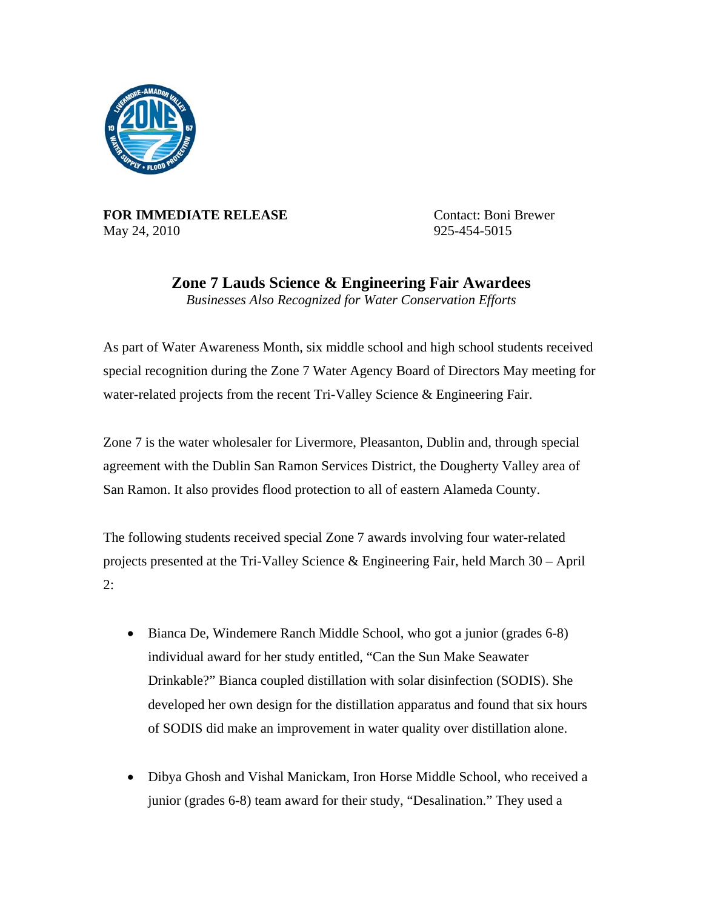**FOR IMMEDIATE RELEASE**
May 24, 2010

Contact: Boni Brewer
925-454-5015

# Zone 7 Lauds Science & Engineering Fair Awardees

*Businesses Also Recognized for Water Conservation Efforts*

As part of Water Awareness Month, six middle school and high school students received special recognition during the Zone 7 Water Agency Board of Directors May meeting for water-related projects from the recent Tri-Valley Science & Engineering Fair.

Zone 7 is the water wholesaler for Livermore, Pleasanton, Dublin and, through special agreement with the Dublin San Ramon Services District, the Dougherty Valley area of San Ramon. It also provides flood protection to all of eastern Alameda County.

The following students received special Zone 7 awards involving four water-related projects presented at the Tri-Valley Science & Engineering Fair, held March 30 – April 2:

- Bianca De, Windemere Ranch Middle School, who got a junior (grades 6-8) individual award for her study entitled, "Can the Sun Make Seawater Drinkable?" Bianca coupled distillation with solar disinfection (SODIS). She developed her own design for the distillation apparatus and found that six hours of SODIS did make an improvement in water quality over distillation alone.

- Dibya Ghosh and Vishal Manickam, Iron Horse Middle School, who received a junior (grades 6-8) team award for their study, "Desalination." They used a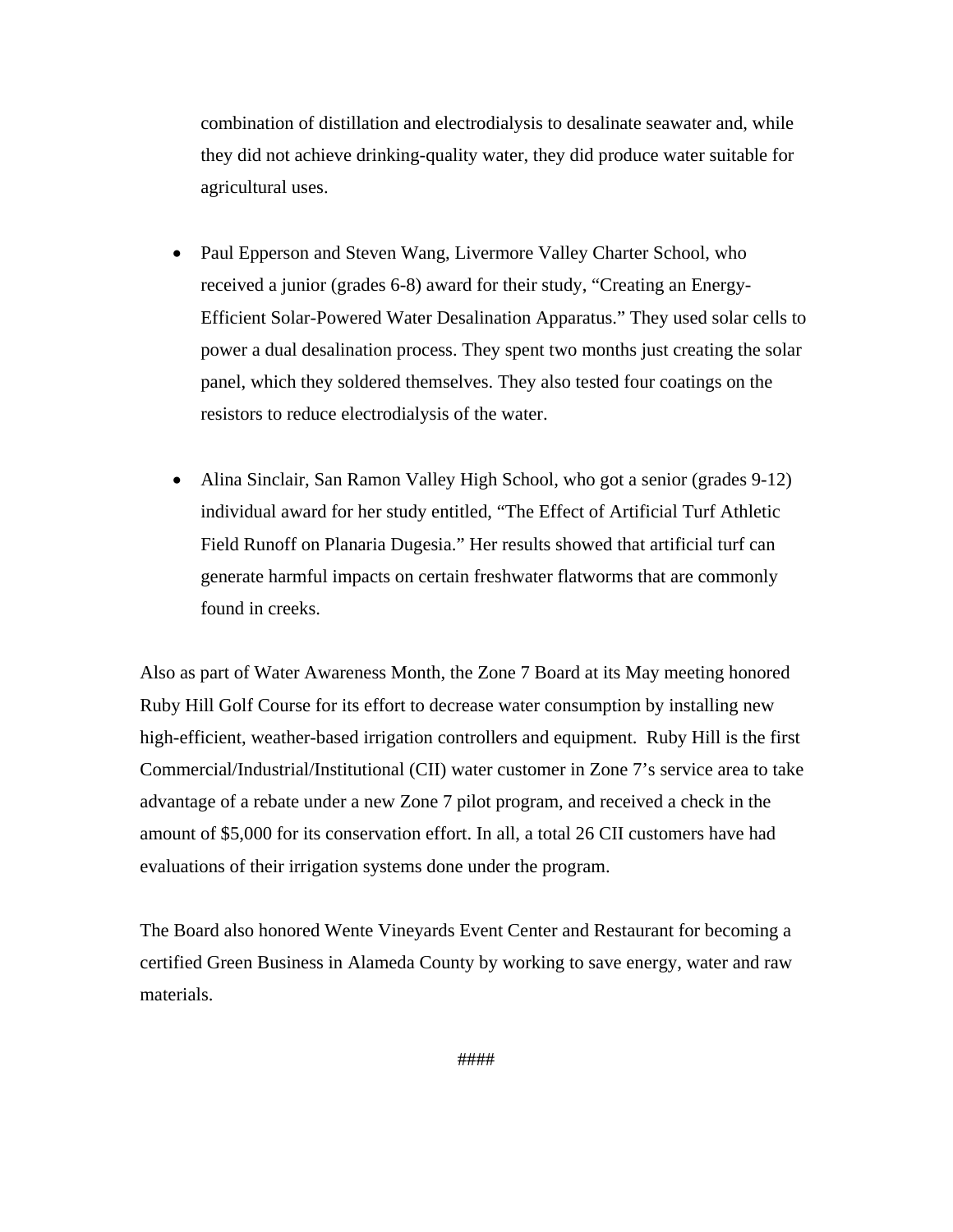combination of distillation and electrodialysis to desalinate seawater and, while they did not achieve drinking-quality water, they did produce water suitable for agricultural uses.

- Paul Epperson and Steven Wang, Livermore Valley Charter School, who received a junior (grades 6-8) award for their study, "Creating an Energy-Efficient Solar-Powered Water Desalination Apparatus." They used solar cells to power a dual desalination process. They spent two months just creating the solar panel, which they soldered themselves. They also tested four coatings on the resistors to reduce electrodialysis of the water.

- Alina Sinclair, San Ramon Valley High School, who got a senior (grades 9-12) individual award for her study entitled, "The Effect of Artificial Turf Athletic Field Runoff on Planaria Dugesia." Her results showed that artificial turf can generate harmful impacts on certain freshwater flatworms that are commonly found in creeks.

Also as part of Water Awareness Month, the Zone 7 Board at its May meeting honored Ruby Hill Golf Course for its effort to decrease water consumption by installing new high-efficient, weather-based irrigation controllers and equipment. Ruby Hill is the first Commercial/Industrial/Institutional (CII) water customer in Zone 7's service area to take advantage of a rebate under a new Zone 7 pilot program, and received a check in the amount of $5,000 for its conservation effort. In all, a total 26 CII customers have had evaluations of their irrigation systems done under the program.

The Board also honored Wente Vineyards Event Center and Restaurant for becoming a certified Green Business in Alameda County by working to save energy, water and raw materials.

####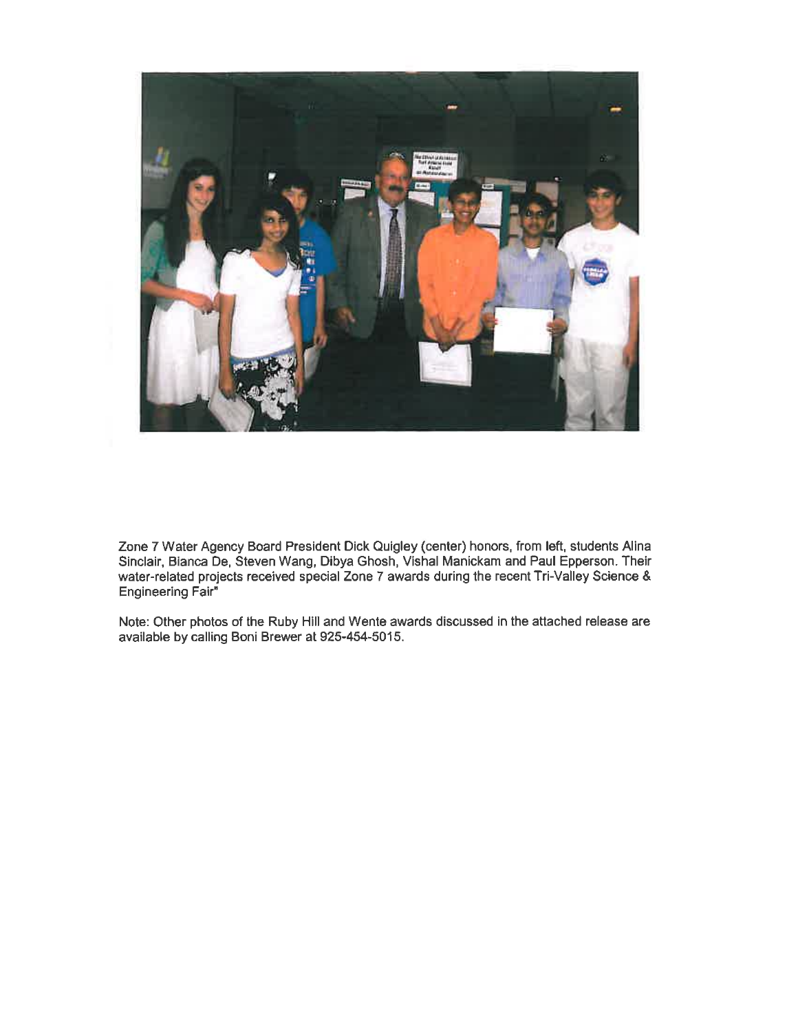Zone 7 Water Agency Board President Dick Quigley (center) honors, from left, students Alina Sinclair, Bianca De, Steven Wang, Dibya Ghosh, Vishal Manickam and Paul Epperson. Their water-related projects received special Zone 7 awards during the recent Tri-Valley Science & Engineering Fair"

Note: Other photos of the Ruby Hill and Wente awards discussed in the attached release are available by calling Boni Brewer at 925-454-5015.